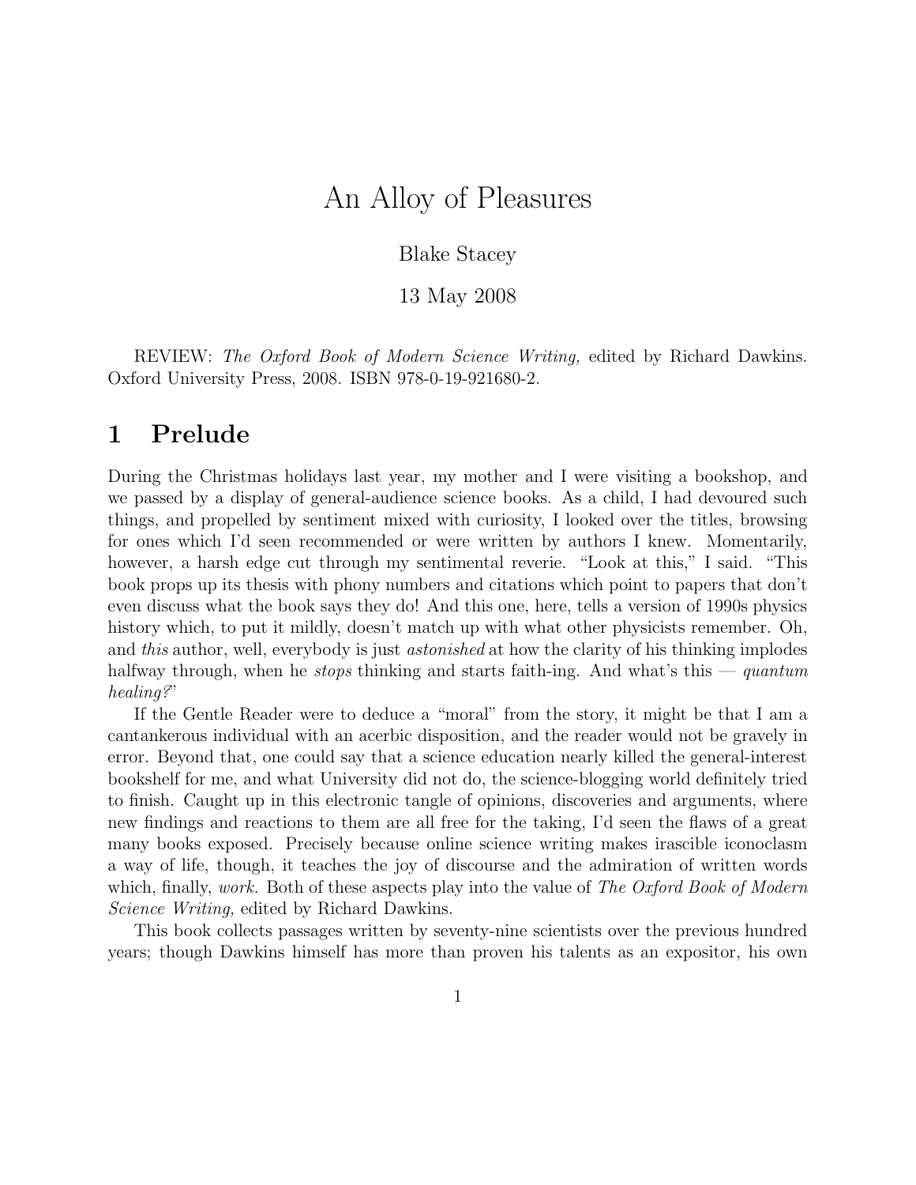# An Alloy of Pleasures

Blake Stacey

13 May 2008

REVIEW: *The Oxford Book of Modern Science Writing,* edited by Richard Dawkins. Oxford University Press, 2008. ISBN 978-0-19-921680-2.

## 1 Prelude

During the Christmas holidays last year, my mother and I were visiting a bookshop, and we passed by a display of general-audience science books. As a child, I had devoured such things, and propelled by sentiment mixed with curiosity, I looked over the titles, browsing for ones which I'd seen recommended or were written by authors I knew. Momentarily, however, a harsh edge cut through my sentimental reverie. "Look at this," I said. "This book props up its thesis with phony numbers and citations which point to papers that don't even discuss what the book says they do! And this one, here, tells a version of 1990s physics history which, to put it mildly, doesn't match up with what other physicists remember. Oh, and *this* author, well, everybody is just *astonished* at how the clarity of his thinking implodes halfway through, when he *stops* thinking and starts faith-ing. And what's this — *quantum healing?*"

If the Gentle Reader were to deduce a "moral" from the story, it might be that I am a cantankerous individual with an acerbic disposition, and the reader would not be gravely in error. Beyond that, one could say that a science education nearly killed the general-interest bookshelf for me, and what University did not do, the science-blogging world definitely tried to finish. Caught up in this electronic tangle of opinions, discoveries and arguments, where new findings and reactions to them are all free for the taking, I'd seen the flaws of a great many books exposed. Precisely because online science writing makes irascible iconoclasm a way of life, though, it teaches the joy of discourse and the admiration of written words which, finally, *work.* Both of these aspects play into the value of *The Oxford Book of Modern Science Writing,* edited by Richard Dawkins.

This book collects passages written by seventy-nine scientists over the previous hundred years; though Dawkins himself has more than proven his talents as an expositor, his own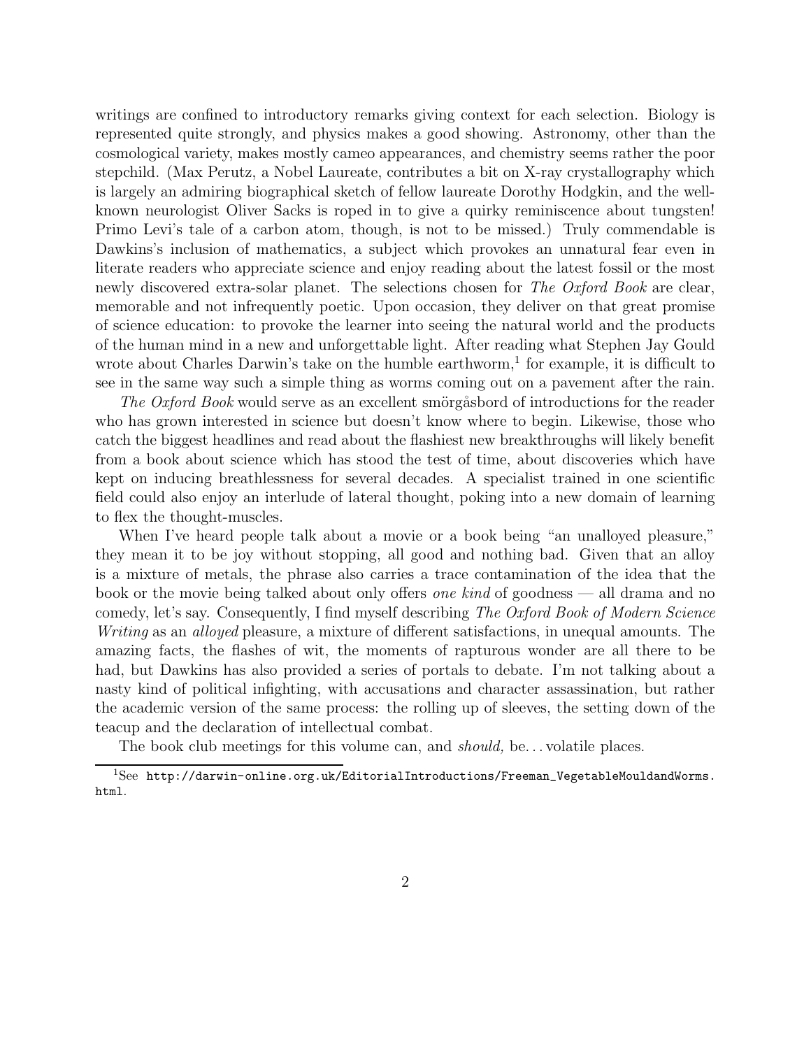writings are confined to introductory remarks giving context for each selection. Biology is represented quite strongly, and physics makes a good showing. Astronomy, other than the cosmological variety, makes mostly cameo appearances, and chemistry seems rather the poor stepchild. (Max Perutz, a Nobel Laureate, contributes a bit on X-ray crystallography which is largely an admiring biographical sketch of fellow laureate Dorothy Hodgkin, and the well-known neurologist Oliver Sacks is roped in to give a quirky reminiscence about tungsten! Primo Levi's tale of a carbon atom, though, is not to be missed.) Truly commendable is Dawkins's inclusion of mathematics, a subject which provokes an unnatural fear even in literate readers who appreciate science and enjoy reading about the latest fossil or the most newly discovered extra-solar planet. The selections chosen for *The Oxford Book* are clear, memorable and not infrequently poetic. Upon occasion, they deliver on that great promise of science education: to provoke the learner into seeing the natural world and the products of the human mind in a new and unforgettable light. After reading what Stephen Jay Gould wrote about Charles Darwin's take on the humble earthworm,[1] for example, it is difficult to see in the same way such a simple thing as worms coming out on a pavement after the rain.

*The Oxford Book* would serve as an excellent smörgåsbord of introductions for the reader who has grown interested in science but doesn't know where to begin. Likewise, those who catch the biggest headlines and read about the flashiest new breakthroughs will likely benefit from a book about science which has stood the test of time, about discoveries which have kept on inducing breathlessness for several decades. A specialist trained in one scientific field could also enjoy an interlude of lateral thought, poking into a new domain of learning to flex the thought-muscles.

When I've heard people talk about a movie or a book being "an unalloyed pleasure," they mean it to be joy without stopping, all good and nothing bad. Given that an alloy is a mixture of metals, the phrase also carries a trace contamination of the idea that the book or the movie being talked about only offers *one kind* of goodness — all drama and no comedy, let's say. Consequently, I find myself describing *The Oxford Book of Modern Science Writing* as an *alloyed* pleasure, a mixture of different satisfactions, in unequal amounts. The amazing facts, the flashes of wit, the moments of rapturous wonder are all there to be had, but Dawkins has also provided a series of portals to debate. I'm not talking about a nasty kind of political infighting, with accusations and character assassination, but rather the academic version of the same process: the rolling up of sleeves, the setting down of the teacup and the declaration of intellectual combat.

The book club meetings for this volume can, and *should,* be. . . volatile places.

---

[1] See `http://darwin-online.org.uk/EditorialIntroductions/Freeman_VegetableMouldandWorms.html`.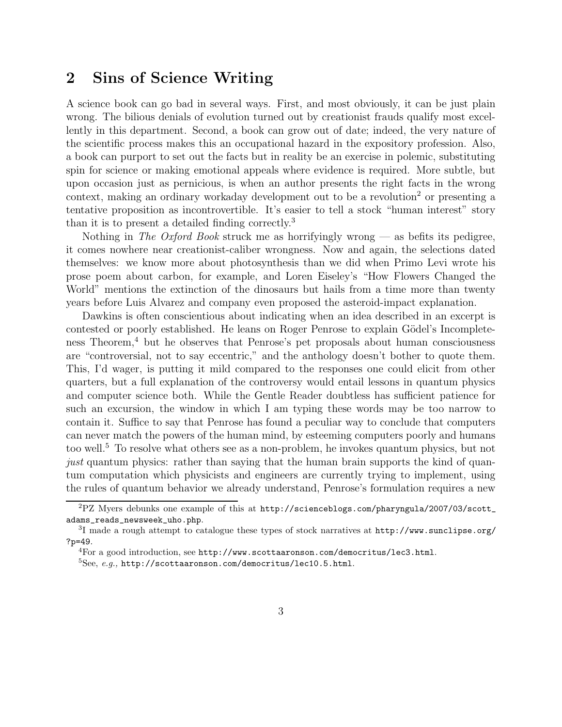## 2 Sins of Science Writing

A science book can go bad in several ways. First, and most obviously, it can be just plain wrong. The bilious denials of evolution turned out by creationist frauds qualify most excellently in this department. Second, a book can grow out of date; indeed, the very nature of the scientific process makes this an occupational hazard in the expository profession. Also, a book can purport to set out the facts but in reality be an exercise in polemic, substituting spin for science or making emotional appeals where evidence is required. More subtle, but upon occasion just as pernicious, is when an author presents the right facts in the wrong context, making an ordinary workaday development out to be a revolution[2] or presenting a tentative proposition as incontrovertible. It's easier to tell a stock "human interest" story than it is to present a detailed finding correctly.[3]

Nothing in *The Oxford Book* struck me as horrifyingly wrong — as befits its pedigree, it comes nowhere near creationist-caliber wrongness. Now and again, the selections dated themselves: we know more about photosynthesis than we did when Primo Levi wrote his prose poem about carbon, for example, and Loren Eiseley's "How Flowers Changed the World" mentions the extinction of the dinosaurs but hails from a time more than twenty years before Luis Alvarez and company even proposed the asteroid-impact explanation.

Dawkins is often conscientious about indicating when an idea described in an excerpt is contested or poorly established. He leans on Roger Penrose to explain Gödel's Incompleteness Theorem,[4] but he observes that Penrose's pet proposals about human consciousness are "controversial, not to say eccentric," and the anthology doesn't bother to quote them. This, I'd wager, is putting it mild compared to the responses one could elicit from other quarters, but a full explanation of the controversy would entail lessons in quantum physics and computer science both. While the Gentle Reader doubtless has sufficient patience for such an excursion, the window in which I am typing these words may be too narrow to contain it. Suffice to say that Penrose has found a peculiar way to conclude that computers can never match the powers of the human mind, by esteeming computers poorly and humans too well.[5] To resolve what others see as a non-problem, he invokes quantum physics, but not *just* quantum physics: rather than saying that the human brain supports the kind of quantum computation which physicists and engineers are currently trying to implement, using the rules of quantum behavior we already understand, Penrose's formulation requires a new

---

[2] PZ Myers debunks one example of this at http://scienceblogs.com/pharyngula/2007/03/scott_adams_reads_newsweek_uho.php.

[3] I made a rough attempt to catalogue these types of stock narratives at http://www.sunclipse.org/?p=49.

[4] For a good introduction, see http://www.scottaaronson.com/democritus/lec3.html.

[5] See, *e.g.,* http://scottaaronson.com/democritus/lec10.5.html.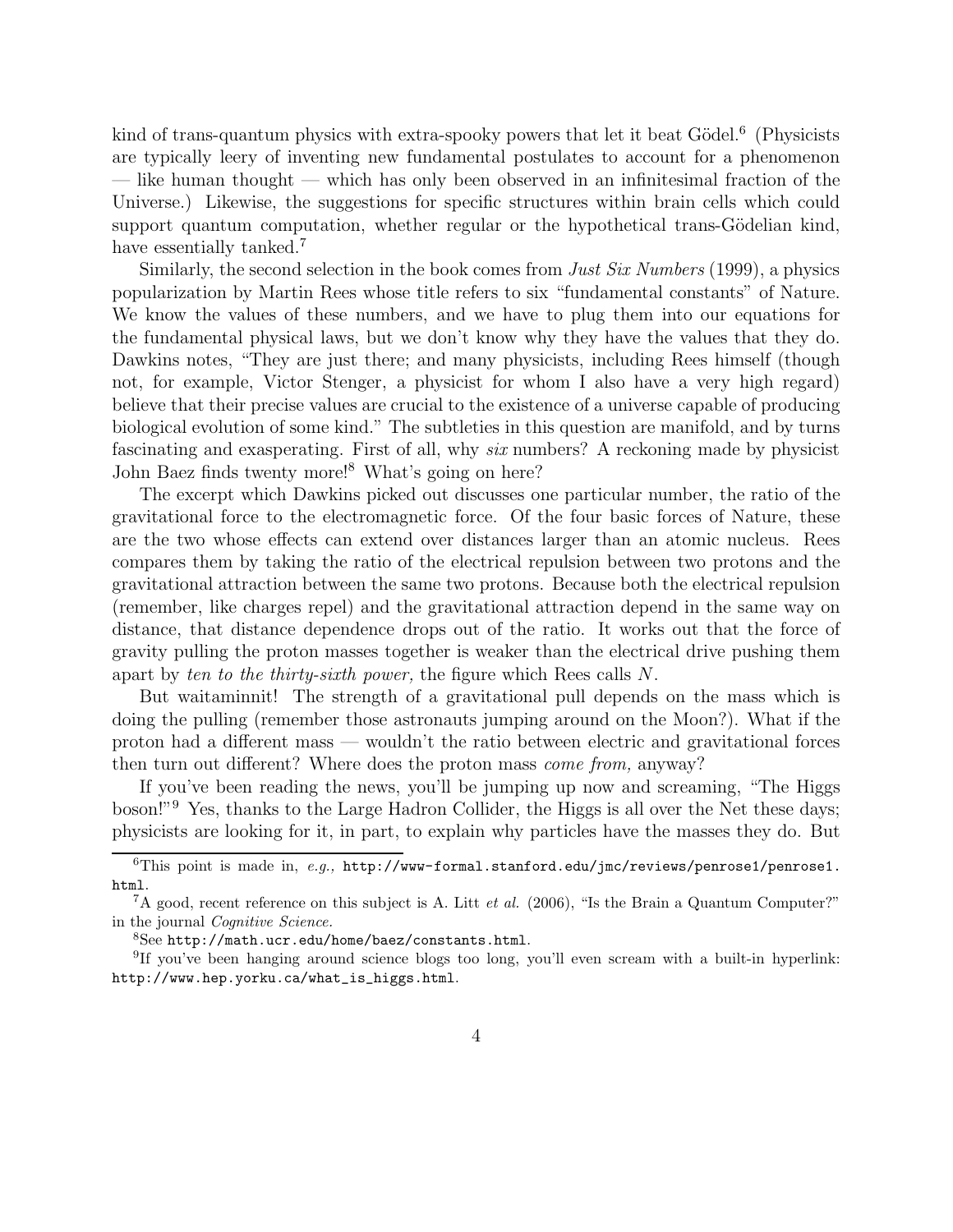kind of trans-quantum physics with extra-spooky powers that let it beat Gödel.[6] (Physicists are typically leery of inventing new fundamental postulates to account for a phenomenon — like human thought — which has only been observed in an infinitesimal fraction of the Universe.) Likewise, the suggestions for specific structures within brain cells which could support quantum computation, whether regular or the hypothetical trans-Gödelian kind, have essentially tanked.[7]

Similarly, the second selection in the book comes from *Just Six Numbers* (1999), a physics popularization by Martin Rees whose title refers to six "fundamental constants" of Nature. We know the values of these numbers, and we have to plug them into our equations for the fundamental physical laws, but we don't know why they have the values that they do. Dawkins notes, "They are just there; and many physicists, including Rees himself (though not, for example, Victor Stenger, a physicist for whom I also have a very high regard) believe that their precise values are crucial to the existence of a universe capable of producing biological evolution of some kind." The subtleties in this question are manifold, and by turns fascinating and exasperating. First of all, why *six* numbers? A reckoning made by physicist John Baez finds twenty more![8] What's going on here?

The excerpt which Dawkins picked out discusses one particular number, the ratio of the gravitational force to the electromagnetic force. Of the four basic forces of Nature, these are the two whose effects can extend over distances larger than an atomic nucleus. Rees compares them by taking the ratio of the electrical repulsion between two protons and the gravitational attraction between the same two protons. Because both the electrical repulsion (remember, like charges repel) and the gravitational attraction depend in the same way on distance, that distance dependence drops out of the ratio. It works out that the force of gravity pulling the proton masses together is weaker than the electrical drive pushing them apart by *ten to the thirty-sixth power,* the figure which Rees calls $N$.

But waitaminnit! The strength of a gravitational pull depends on the mass which is doing the pulling (remember those astronauts jumping around on the Moon?). What if the proton had a different mass — wouldn't the ratio between electric and gravitational forces then turn out different? Where does the proton mass *come from,* anyway?

If you've been reading the news, you'll be jumping up now and screaming, "The Higgs boson!"[9] Yes, thanks to the Large Hadron Collider, the Higgs is all over the Net these days; physicists are looking for it, in part, to explain why particles have the masses they do. But

---

[6] This point is made in, *e.g.,* `http://www-formal.stanford.edu/jmc/reviews/penrose1/penrose1.html`.

[7] A good, recent reference on this subject is A. Litt *et al.* (2006), "Is the Brain a Quantum Computer?" in the journal *Cognitive Science.*

[8] See `http://math.ucr.edu/home/baez/constants.html`.

[9] If you've been hanging around science blogs too long, you'll even scream with a built-in hyperlink: `http://www.hep.yorku.ca/what_is_higgs.html`.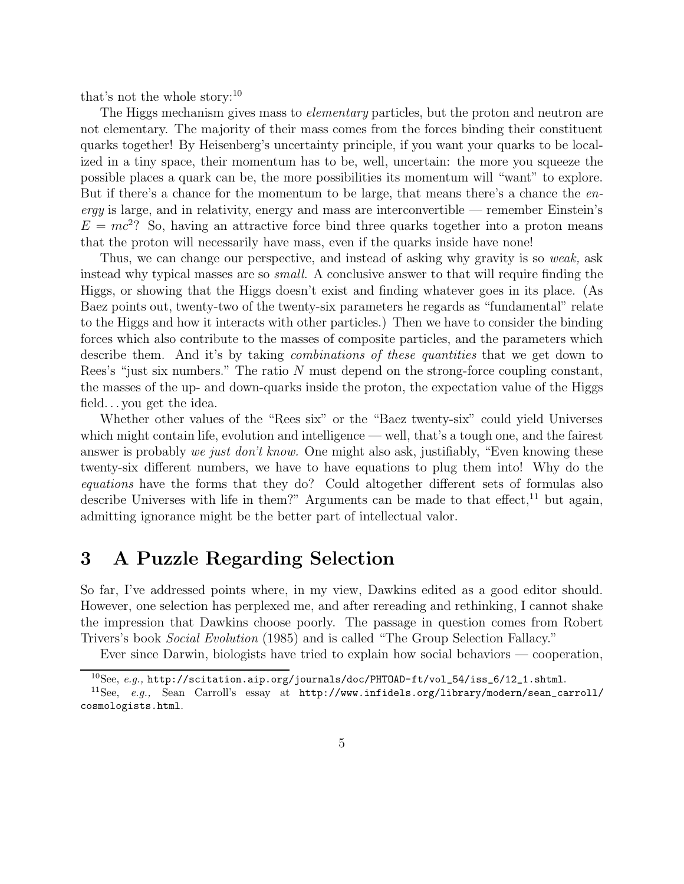that's not the whole story:[10]

The Higgs mechanism gives mass to *elementary* particles, but the proton and neutron are not elementary. The majority of their mass comes from the forces binding their constituent quarks together! By Heisenberg's uncertainty principle, if you want your quarks to be localized in a tiny space, their momentum has to be, well, uncertain: the more you squeeze the possible places a quark can be, the more possibilities its momentum will "want" to explore. But if there's a chance for the momentum to be large, that means there's a chance the *energy* is large, and in relativity, energy and mass are interconvertible — remember Einstein's $E = mc^2$? So, having an attractive force bind three quarks together into a proton means that the proton will necessarily have mass, even if the quarks inside have none!

Thus, we can change our perspective, and instead of asking why gravity is so *weak,* ask instead why typical masses are so *small.* A conclusive answer to that will require finding the Higgs, or showing that the Higgs doesn't exist and finding whatever goes in its place. (As Baez points out, twenty-two of the twenty-six parameters he regards as "fundamental" relate to the Higgs and how it interacts with other particles.) Then we have to consider the binding forces which also contribute to the masses of composite particles, and the parameters which describe them. And it's by taking *combinations of these quantities* that we get down to Rees's "just six numbers." The ratio $N$ must depend on the strong-force coupling constant, the masses of the up- and down-quarks inside the proton, the expectation value of the Higgs field... you get the idea.

Whether other values of the "Rees six" or the "Baez twenty-six" could yield Universes which might contain life, evolution and intelligence — well, that's a tough one, and the fairest answer is probably *we just don't know.* One might also ask, justifiably, "Even knowing these twenty-six different numbers, we have to have equations to plug them into! Why do the *equations* have the forms that they do? Could altogether different sets of formulas also describe Universes with life in them?" Arguments can be made to that effect,[11] but again, admitting ignorance might be the better part of intellectual valor.

## 3 A Puzzle Regarding Selection

So far, I've addressed points where, in my view, Dawkins edited as a good editor should. However, one selection has perplexed me, and after rereading and rethinking, I cannot shake the impression that Dawkins choose poorly. The passage in question comes from Robert Trivers's book *Social Evolution* (1985) and is called "The Group Selection Fallacy."

Ever since Darwin, biologists have tried to explain how social behaviors — cooperation,

---

[10] See, *e.g.,* http://scitation.aip.org/journals/doc/PHTOAD-ft/vol_54/iss_6/12_1.shtml.

[11] See, *e.g.,* Sean Carroll's essay at http://www.infidels.org/library/modern/sean_carroll/cosmologists.html.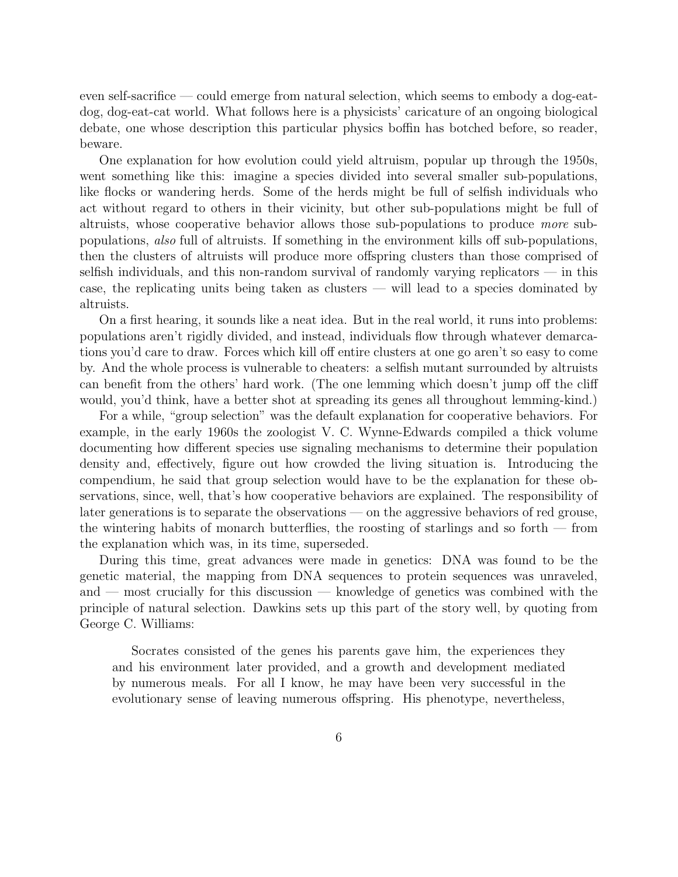even self-sacrifice — could emerge from natural selection, which seems to embody a dog-eat-dog, dog-eat-cat world. What follows here is a physicists' caricature of an ongoing biological debate, one whose description this particular physics boffin has botched before, so reader, beware.

One explanation for how evolution could yield altruism, popular up through the 1950s, went something like this: imagine a species divided into several smaller sub-populations, like flocks or wandering herds. Some of the herds might be full of selfish individuals who act without regard to others in their vicinity, but other sub-populations might be full of altruists, whose cooperative behavior allows those sub-populations to produce *more* sub-populations, *also* full of altruists. If something in the environment kills off sub-populations, then the clusters of altruists will produce more offspring clusters than those comprised of selfish individuals, and this non-random survival of randomly varying replicators — in this case, the replicating units being taken as clusters — will lead to a species dominated by altruists.

On a first hearing, it sounds like a neat idea. But in the real world, it runs into problems: populations aren't rigidly divided, and instead, individuals flow through whatever demarcations you'd care to draw. Forces which kill off entire clusters at one go aren't so easy to come by. And the whole process is vulnerable to cheaters: a selfish mutant surrounded by altruists can benefit from the others' hard work. (The one lemming which doesn't jump off the cliff would, you'd think, have a better shot at spreading its genes all throughout lemming-kind.)

For a while, "group selection" was the default explanation for cooperative behaviors. For example, in the early 1960s the zoologist V. C. Wynne-Edwards compiled a thick volume documenting how different species use signaling mechanisms to determine their population density and, effectively, figure out how crowded the living situation is. Introducing the compendium, he said that group selection would have to be the explanation for these observations, since, well, that's how cooperative behaviors are explained. The responsibility of later generations is to separate the observations — on the aggressive behaviors of red grouse, the wintering habits of monarch butterflies, the roosting of starlings and so forth — from the explanation which was, in its time, superseded.

During this time, great advances were made in genetics: DNA was found to be the genetic material, the mapping from DNA sequences to protein sequences was unraveled, and — most crucially for this discussion — knowledge of genetics was combined with the principle of natural selection. Dawkins sets up this part of the story well, by quoting from George C. Williams:

> Socrates consisted of the genes his parents gave him, the experiences they and his environment later provided, and a growth and development mediated by numerous meals. For all I know, he may have been very successful in the evolutionary sense of leaving numerous offspring. His phenotype, nevertheless,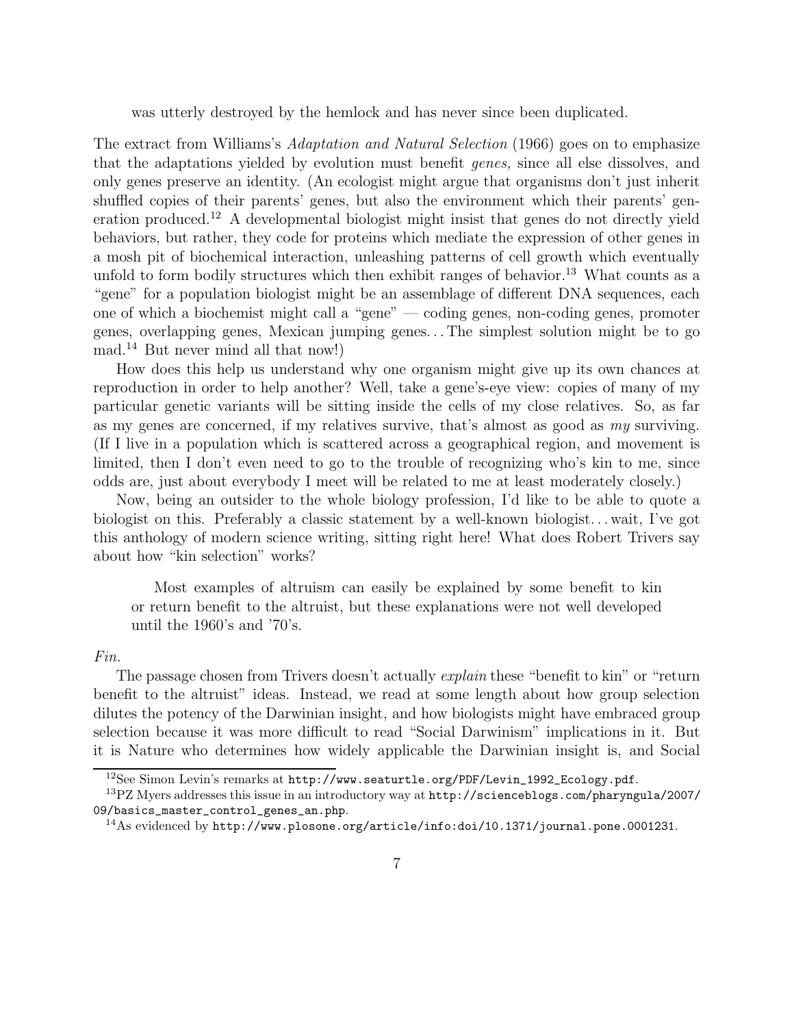was utterly destroyed by the hemlock and has never since been duplicated.

The extract from Williams's *Adaptation and Natural Selection* (1966) goes on to emphasize that the adaptations yielded by evolution must benefit *genes,* since all else dissolves, and only genes preserve an identity. (An ecologist might argue that organisms don't just inherit shuffled copies of their parents' genes, but also the environment which their parents' generation produced.[12] A developmental biologist might insist that genes do not directly yield behaviors, but rather, they code for proteins which mediate the expression of other genes in a mosh pit of biochemical interaction, unleashing patterns of cell growth which eventually unfold to form bodily structures which then exhibit ranges of behavior.[13] What counts as a "gene" for a population biologist might be an assemblage of different DNA sequences, each one of which a biochemist might call a "gene" — coding genes, non-coding genes, promoter genes, overlapping genes, Mexican jumping genes... The simplest solution might be to go mad.[14] But never mind all that now!)

How does this help us understand why one organism might give up its own chances at reproduction in order to help another? Well, take a gene's-eye view: copies of many of my particular genetic variants will be sitting inside the cells of my close relatives. So, as far as my genes are concerned, if my relatives survive, that's almost as good as *my* surviving. (If I live in a population which is scattered across a geographical region, and movement is limited, then I don't even need to go to the trouble of recognizing who's kin to me, since odds are, just about everybody I meet will be related to me at least moderately closely.)

Now, being an outsider to the whole biology profession, I'd like to be able to quote a biologist on this. Preferably a classic statement by a well-known biologist... wait, I've got this anthology of modern science writing, sitting right here! What does Robert Trivers say about how "kin selection" works?

> Most examples of altruism can easily be explained by some benefit to kin or return benefit to the altruist, but these explanations were not well developed until the 1960's and '70's.

*Fin.*

The passage chosen from Trivers doesn't actually *explain* these "benefit to kin" or "return benefit to the altruist" ideas. Instead, we read at some length about how group selection dilutes the potency of the Darwinian insight, and how biologists might have embraced group selection because it was more difficult to read "Social Darwinism" implications in it. But it is Nature who determines how widely applicable the Darwinian insight is, and Social

---

[12] See Simon Levin's remarks at http://www.seaturtle.org/PDF/Levin_1992_Ecology.pdf.

[13] PZ Myers addresses this issue in an introductory way at http://scienceblogs.com/pharyngula/2007/09/basics_master_control_genes_an.php.

[14] As evidenced by http://www.plosone.org/article/info:doi/10.1371/journal.pone.0001231.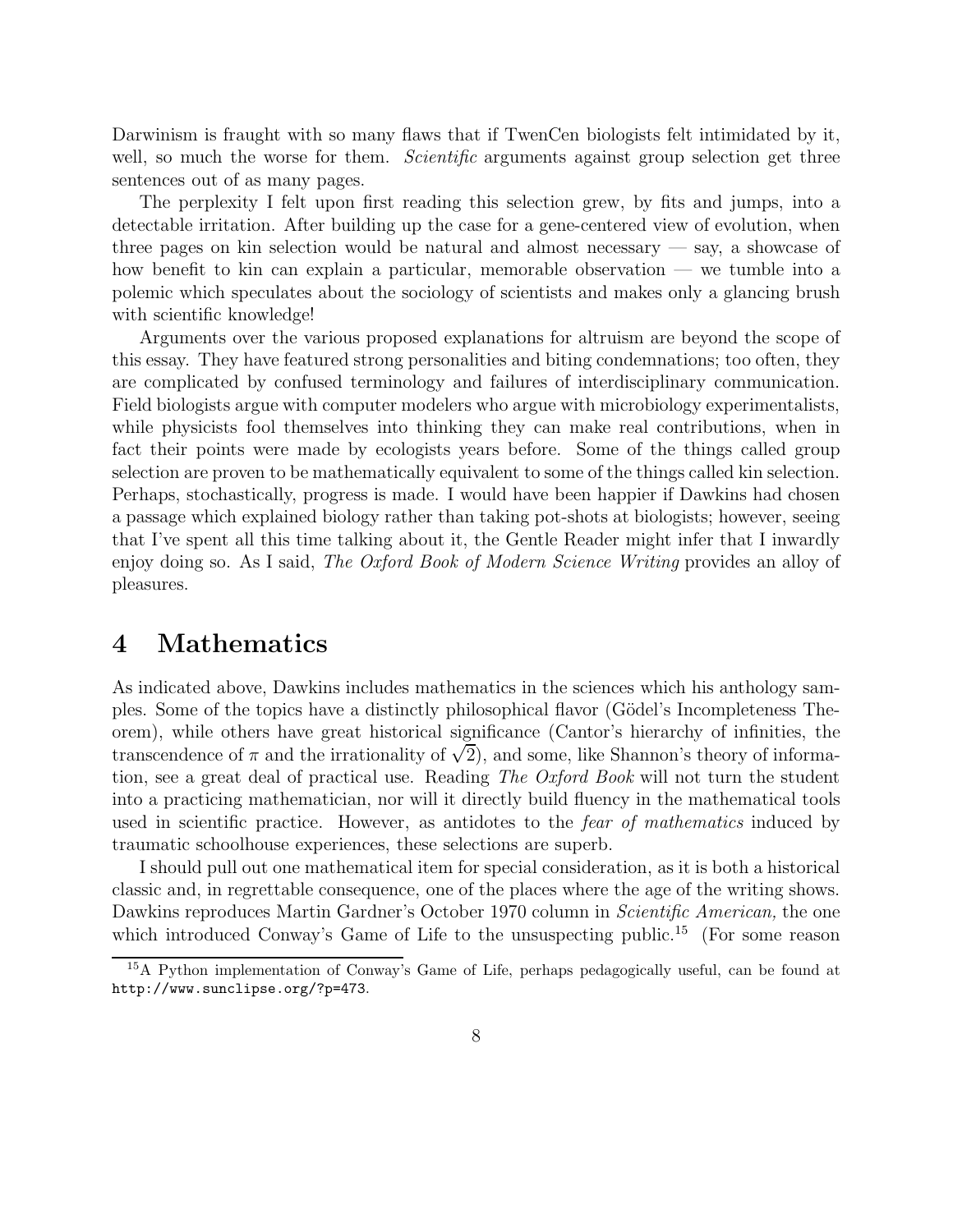Darwinism is fraught with so many flaws that if TwenCen biologists felt intimidated by it, well, so much the worse for them. *Scientific* arguments against group selection get three sentences out of as many pages.

The perplexity I felt upon first reading this selection grew, by fits and jumps, into a detectable irritation. After building up the case for a gene-centered view of evolution, when three pages on kin selection would be natural and almost necessary — say, a showcase of how benefit to kin can explain a particular, memorable observation — we tumble into a polemic which speculates about the sociology of scientists and makes only a glancing brush with scientific knowledge!

Arguments over the various proposed explanations for altruism are beyond the scope of this essay. They have featured strong personalities and biting condemnations; too often, they are complicated by confused terminology and failures of interdisciplinary communication. Field biologists argue with computer modelers who argue with microbiology experimentalists, while physicists fool themselves into thinking they can make real contributions, when in fact their points were made by ecologists years before. Some of the things called group selection are proven to be mathematically equivalent to some of the things called kin selection. Perhaps, stochastically, progress is made. I would have been happier if Dawkins had chosen a passage which explained biology rather than taking pot-shots at biologists; however, seeing that I've spent all this time talking about it, the Gentle Reader might infer that I inwardly enjoy doing so. As I said, *The Oxford Book of Modern Science Writing* provides an alloy of pleasures.

# 4 Mathematics

As indicated above, Dawkins includes mathematics in the sciences which his anthology samples. Some of the topics have a distinctly philosophical flavor (Gödel's Incompleteness Theorem), while others have great historical significance (Cantor's hierarchy of infinities, the transcendence of $\pi$ and the irrationality of $\sqrt{2}$), and some, like Shannon's theory of information, see a great deal of practical use. Reading *The Oxford Book* will not turn the student into a practicing mathematician, nor will it directly build fluency in the mathematical tools used in scientific practice. However, as antidotes to the *fear of mathematics* induced by traumatic schoolhouse experiences, these selections are superb.

I should pull out one mathematical item for special consideration, as it is both a historical classic and, in regrettable consequence, one of the places where the age of the writing shows. Dawkins reproduces Martin Gardner's October 1970 column in *Scientific American,* the one which introduced Conway's Game of Life to the unsuspecting public.[15] (For some reason

[15] A Python implementation of Conway's Game of Life, perhaps pedagogically useful, can be found at `http://www.sunclipse.org/?p=473`.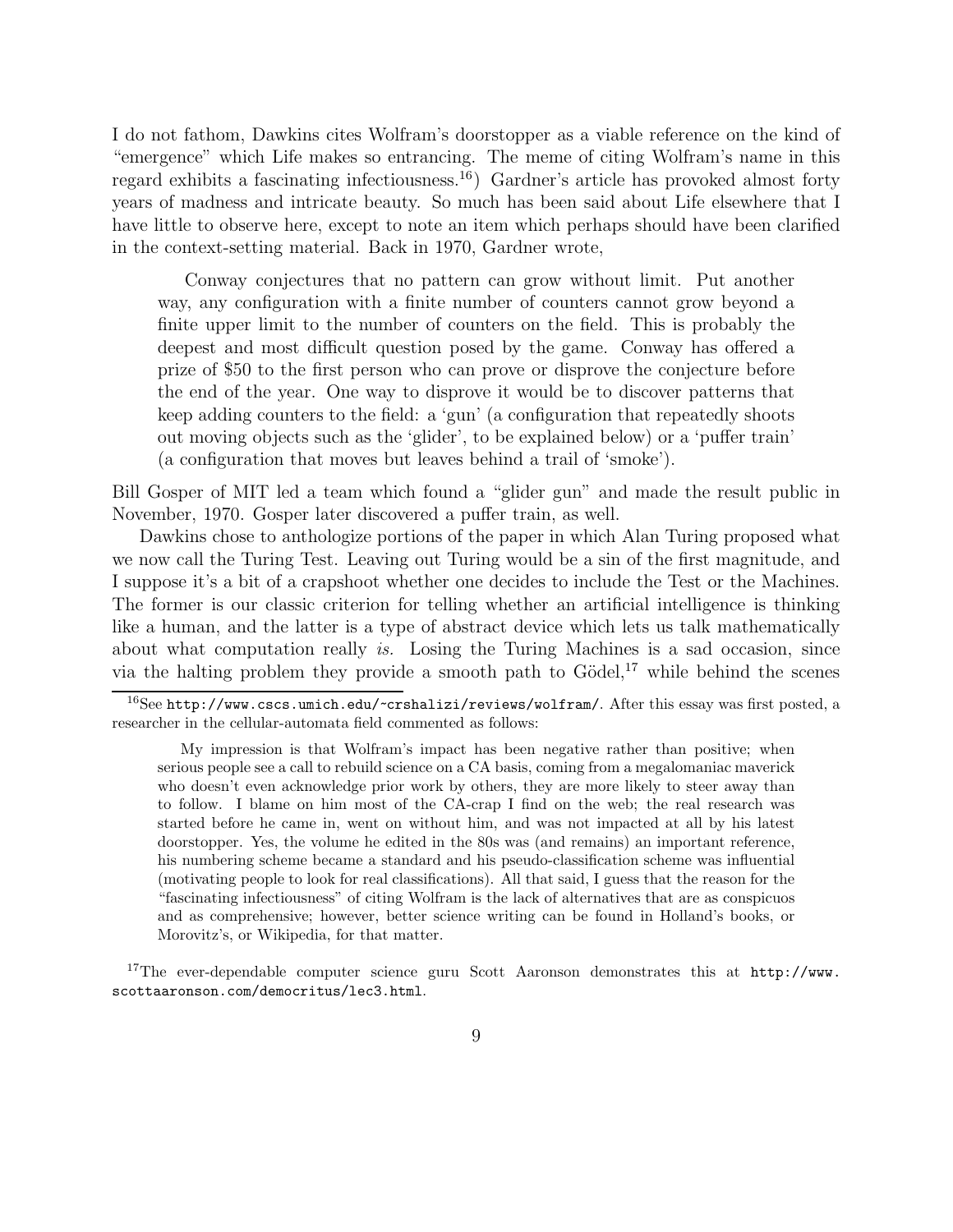I do not fathom, Dawkins cites Wolfram's doorstopper as a viable reference on the kind of "emergence" which Life makes so entrancing. The meme of citing Wolfram's name in this regard exhibits a fascinating infectiousness.[16]) Gardner's article has provoked almost forty years of madness and intricate beauty. So much has been said about Life elsewhere that I have little to observe here, except to note an item which perhaps should have been clarified in the context-setting material. Back in 1970, Gardner wrote,

> Conway conjectures that no pattern can grow without limit. Put another way, any configuration with a finite number of counters cannot grow beyond a finite upper limit to the number of counters on the field. This is probably the deepest and most difficult question posed by the game. Conway has offered a prize of $50 to the first person who can prove or disprove the conjecture before the end of the year. One way to disprove it would be to discover patterns that keep adding counters to the field: a 'gun' (a configuration that repeatedly shoots out moving objects such as the 'glider', to be explained below) or a 'puffer train' (a configuration that moves but leaves behind a trail of 'smoke').

Bill Gosper of MIT led a team which found a "glider gun" and made the result public in November, 1970. Gosper later discovered a puffer train, as well.

Dawkins chose to anthologize portions of the paper in which Alan Turing proposed what we now call the Turing Test. Leaving out Turing would be a sin of the first magnitude, and I suppose it's a bit of a crapshoot whether one decides to include the Test or the Machines. The former is our classic criterion for telling whether an artificial intelligence is thinking like a human, and the latter is a type of abstract device which lets us talk mathematically about what computation really *is*. Losing the Turing Machines is a sad occasion, since via the halting problem they provide a smooth path to Gödel,[17] while behind the scenes

---

[16] See `http://www.cscs.umich.edu/~crshalizi/reviews/wolfram/`. After this essay was first posted, a researcher in the cellular-automata field commented as follows:

> My impression is that Wolfram's impact has been negative rather than positive; when serious people see a call to rebuild science on a CA basis, coming from a megalomaniac maverick who doesn't even acknowledge prior work by others, they are more likely to steer away than to follow. I blame on him most of the CA-crap I find on the web; the real research was started before he came in, went on without him, and was not impacted at all by his latest doorstopper. Yes, the volume he edited in the 80s was (and remains) an important reference, his numbering scheme became a standard and his pseudo-classification scheme was influential (motivating people to look for real classifications). All that said, I guess that the reason for the "fascinating infectiousness" of citing Wolfram is the lack of alternatives that are as conspicuos and as comprehensive; however, better science writing can be found in Holland's books, or Morovitz's, or Wikipedia, for that matter.

[17] The ever-dependable computer science guru Scott Aaronson demonstrates this at `http://www.scottaaronson.com/democritus/lec3.html`.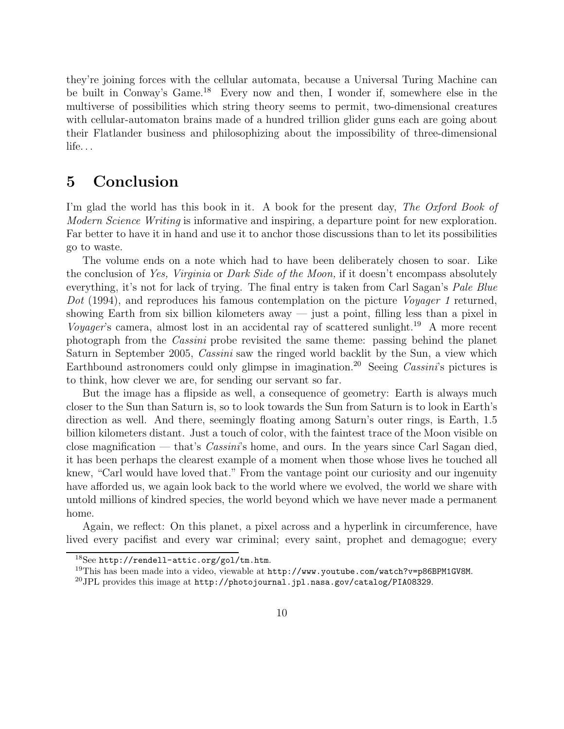they're joining forces with the cellular automata, because a Universal Turing Machine can be built in Conway's Game.[18] Every now and then, I wonder if, somewhere else in the multiverse of possibilities which string theory seems to permit, two-dimensional creatures with cellular-automaton brains made of a hundred trillion glider guns each are going about their Flatlander business and philosophizing about the impossibility of three-dimensional life. . .

## 5 Conclusion

I'm glad the world has this book in it. A book for the present day, *The Oxford Book of Modern Science Writing* is informative and inspiring, a departure point for new exploration. Far better to have it in hand and use it to anchor those discussions than to let its possibilities go to waste.

The volume ends on a note which had to have been deliberately chosen to soar. Like the conclusion of *Yes, Virginia* or *Dark Side of the Moon,* if it doesn't encompass absolutely everything, it's not for lack of trying. The final entry is taken from Carl Sagan's *Pale Blue Dot* (1994), and reproduces his famous contemplation on the picture *Voyager 1* returned, showing Earth from six billion kilometers away — just a point, filling less than a pixel in *Voyager*'s camera, almost lost in an accidental ray of scattered sunlight.[19] A more recent photograph from the *Cassini* probe revisited the same theme: passing behind the planet Saturn in September 2005, *Cassini* saw the ringed world backlit by the Sun, a view which Earthbound astronomers could only glimpse in imagination.[20] Seeing *Cassini*'s pictures is to think, how clever we are, for sending our servant so far.

But the image has a flipside as well, a consequence of geometry: Earth is always much closer to the Sun than Saturn is, so to look towards the Sun from Saturn is to look in Earth's direction as well. And there, seemingly floating among Saturn's outer rings, is Earth, 1.5 billion kilometers distant. Just a touch of color, with the faintest trace of the Moon visible on close magnification — that's *Cassini*'s home, and ours. In the years since Carl Sagan died, it has been perhaps the clearest example of a moment when those whose lives he touched all knew, "Carl would have loved that." From the vantage point our curiosity and our ingenuity have afforded us, we again look back to the world where we evolved, the world we share with untold millions of kindred species, the world beyond which we have never made a permanent home.

Again, we reflect: On this planet, a pixel across and a hyperlink in circumference, have lived every pacifist and every war criminal; every saint, prophet and demagogue; every

---

[18] See `http://rendell-attic.org/gol/tm.htm`.

[19] This has been made into a video, viewable at `http://www.youtube.com/watch?v=p86BPM1GV8M`.

[20] JPL provides this image at `http://photojournal.jpl.nasa.gov/catalog/PIA08329`.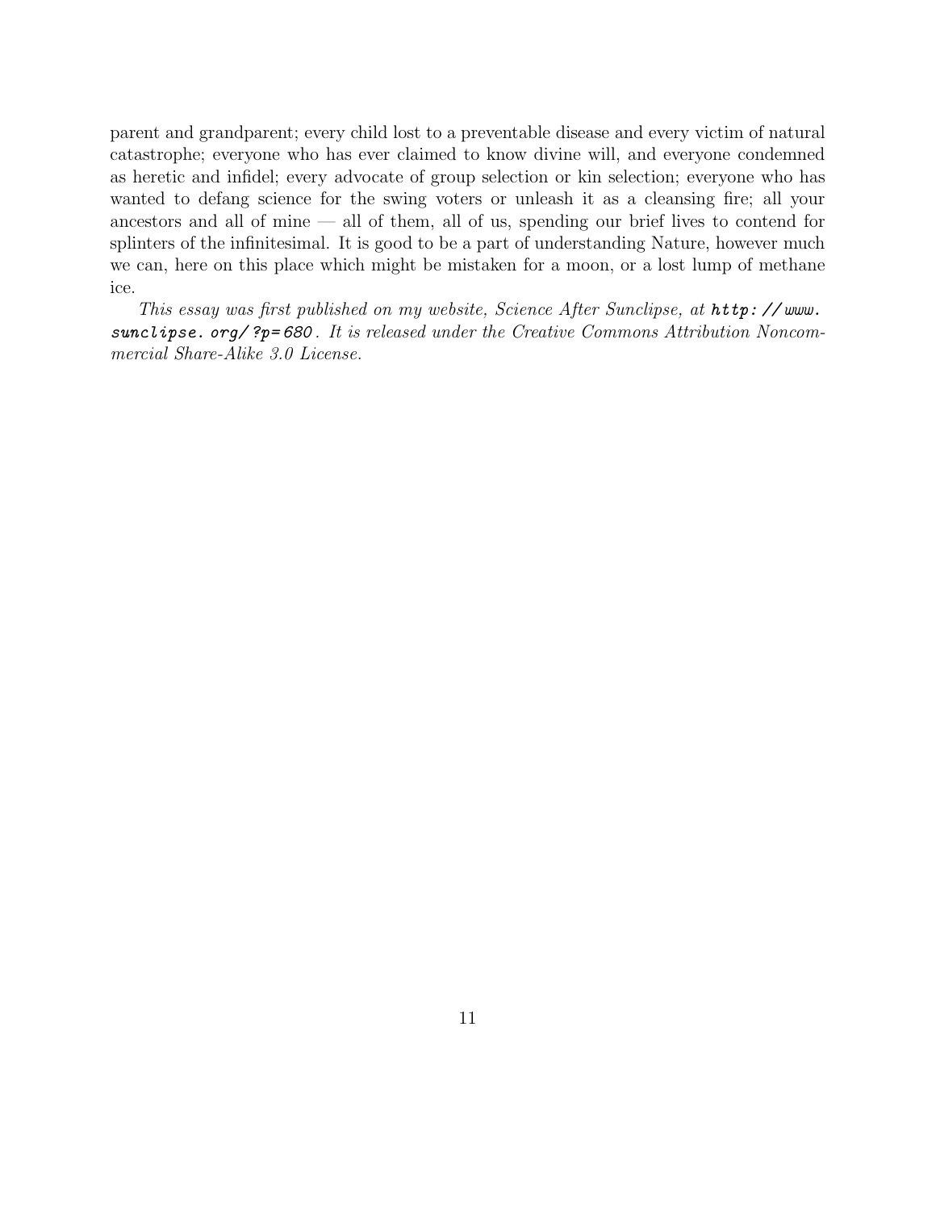parent and grandparent; every child lost to a preventable disease and every victim of natural catastrophe; everyone who has ever claimed to know divine will, and everyone condemned as heretic and infidel; every advocate of group selection or kin selection; everyone who has wanted to defang science for the swing voters or unleash it as a cleansing fire; all your ancestors and all of mine — all of them, all of us, spending our brief lives to contend for splinters of the infinitesimal. It is good to be a part of understanding Nature, however much we can, here on this place which might be mistaken for a moon, or a lost lump of methane ice.

*This essay was first published on my website, Science After Sunclipse, at* ***http://www.sunclipse.org/?p=680****. It is released under the Creative Commons Attribution Noncommercial Share-Alike 3.0 License.*